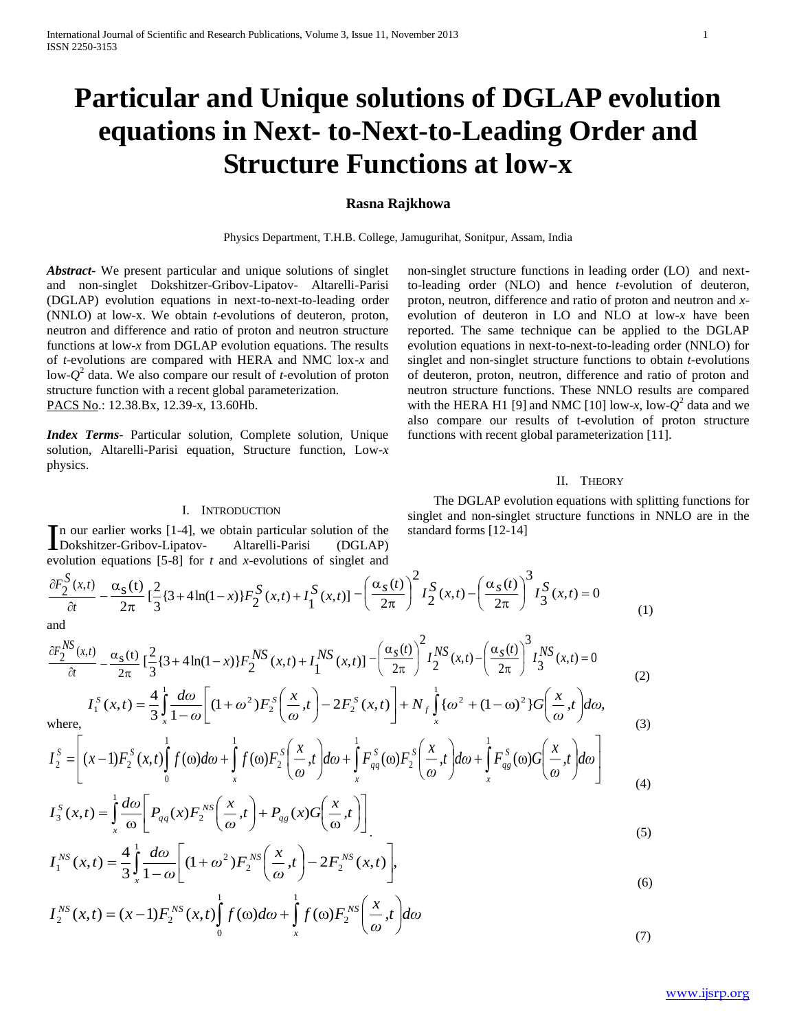# Particular and Unique solutions of DGLAP evolution equations in Next- to-Next-to-Leading Order and Structure Functions at low-x

**Rasna Rajkhowa**

Physics Department, T.H.B. College, Jamugurihat, Sonitpur, Assam, India

***Abstract-*** We present particular and unique solutions of singlet and non-singlet Dokshitzer-Gribov-Lipatov- Altarelli-Parisi (DGLAP) evolution equations in next-to-next-to-leading order (NNLO) at low-x. We obtain *t*-evolutions of deuteron, proton, neutron and difference and ratio of proton and neutron structure functions at low-*x* from DGLAP evolution equations. The results of *t*-evolutions are compared with HERA and NMC lox-*x* and low-$Q^2$ data. We also compare our result of *t*-evolution of proton structure function with a recent global parameterization.

PACS No.: 12.38.Bx, 12.39-x, 13.60Hb.

***Index Terms-*** Particular solution, Complete solution, Unique solution, Altarelli-Parisi equation, Structure function, Low-*x* physics.

## I. Introduction

In our earlier works [1-4], we obtain particular solution of the Dokshitzer-Gribov-Lipatov- Altarelli-Parisi (DGLAP) evolution equations [5-8] for *t* and *x*-evolutions of singlet and non-singlet structure functions in leading order (LO) and next-to-leading order (NLO) and hence *t*-evolution of deuteron, proton, neutron, difference and ratio of proton and neutron and *x*-evolution of deuteron in LO and NLO at low-*x* have been reported. The same technique can be applied to the DGLAP evolution equations in next-to-next-to-leading order (NNLO) for singlet and non-singlet structure functions to obtain *t*-evolutions of deuteron, proton, neutron, difference and ratio of proton and neutron structure functions. These NNLO results are compared with the HERA H1 [9] and NMC [10] low-*x*, low-$Q^2$ data and we also compare our results of t-evolution of proton structure functions with recent global parameterization [11].

## II. Theory

The DGLAP evolution equations with splitting functions for singlet and non-singlet structure functions in NNLO are in the standard forms [12-14]

$$\frac{\partial F_2^S(x,t)}{\partial t} - \frac{\alpha_S(t)}{2\pi}\left[\frac{2}{3}\{3+4\ln(1-x)\}F_2^S(x,t) + I_1^S(x,t)\right] - \left(\frac{\alpha_S(t)}{2\pi}\right)^2 I_2^S(x,t) - \left(\frac{\alpha_S(t)}{2\pi}\right)^3 I_3^S(x,t) = 0 \quad (1)$$

and

$$\frac{\partial F_2^{NS}(x,t)}{\partial t} - \frac{\alpha_S(t)}{2\pi}\left[\frac{2}{3}\{3+4\ln(1-x)\}F_2^{NS}(x,t) + I_1^{NS}(x,t)\right] - \left(\frac{\alpha_S(t)}{2\pi}\right)^2 I_2^{NS}(x,t) - \left(\frac{\alpha_S(t)}{2\pi}\right)^3 I_3^{NS}(x,t) = 0 \quad (2)$$

where,

$$I_1^S(x,t) = \frac{4}{3}\int_x^1 \frac{d\omega}{1-\omega}\left[(1+\omega^2)F_2^S\left(\frac{x}{\omega},t\right) - 2F_2^S(x,t)\right] + N_f\int_x^1 \{\omega^2+(1-\omega)^2\}G\left(\frac{x}{\omega},t\right)d\omega, \quad (3)$$

$$I_2^S = \left[(x-1)F_2^S(x,t)\int_0^1 f(\omega)d\omega + \int_x^1 f(\omega)F_2^S\left(\frac{x}{\omega},t\right)d\omega + \int_x^1 F_{qq}^S(\omega)F_2^S\left(\frac{x}{\omega},t\right)d\omega + \int_x^1 F_{qg}^S(\omega)G\left(\frac{x}{\omega},t\right)d\omega\right] \quad (4)$$

$$I_3^S(x,t) = \int_x^1 \frac{d\omega}{\omega}\left[P_{qq}(x)F_2^{NS}\left(\frac{x}{\omega},t\right) + P_{qg}(x)G\left(\frac{x}{\omega},t\right)\right]. \quad (5)$$

$$I_1^{NS}(x,t) = \frac{4}{3}\int_x^1 \frac{d\omega}{1-\omega}\left[(1+\omega^2)F_2^{NS}\left(\frac{x}{\omega},t\right) - 2F_2^{NS}(x,t)\right], \quad (6)$$

$$I_2^{NS}(x,t) = (x-1)F_2^{NS}(x,t)\int_0^1 f(\omega)d\omega + \int_x^1 f(\omega)F_2^{NS}\left(\frac{x}{\omega},t\right)d\omega \quad (7)$$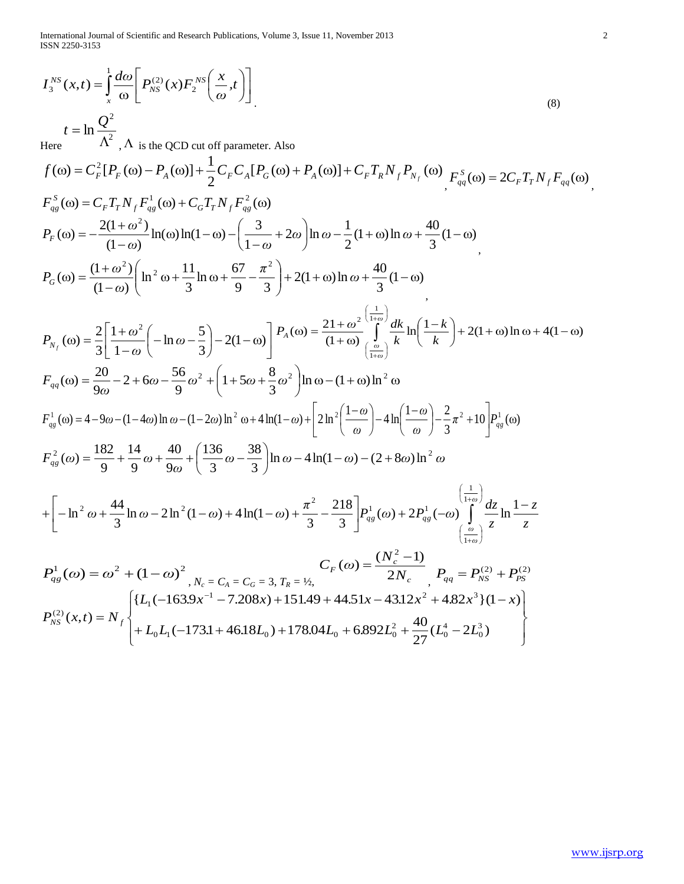$$I_3^{NS}(x,t) = \int_x^1 \frac{d\omega}{\omega}\left[P_{NS}^{(2)}(x) F_2^{NS}\left(\frac{x}{\omega}, t\right)\right]. \tag{8}$$

Here $t = \ln \dfrac{Q^2}{\Lambda^2}$, $\Lambda$ is the QCD cut off parameter. Also

$$f(\omega) = C_F^2[P_F(\omega) - P_A(\omega)] + \frac{1}{2} C_F C_A [P_G(\omega) + P_A(\omega)] + C_F T_R N_f P_{N_f}(\omega), \quad F_{qq}^S(\omega) = 2 C_F T_T N_f F_{qq}(\omega),$$

$$F_{qg}^S(\omega) = C_F T_T N_f F_{qg}^1(\omega) + C_G T_T N_f F_{qg}^2(\omega)$$

$$P_F(\omega) = -\frac{2(1+\omega^2)}{(1-\omega)} \ln(\omega) \ln(1-\omega) - \left(\frac{3}{1-\omega} + 2\omega\right) \ln \omega - \frac{1}{2}(1+\omega) \ln \omega + \frac{40}{3}(1-\omega),$$

$$P_G(\omega) = \frac{(1+\omega^2)}{(1-\omega)} \left(\ln^2 \omega + \frac{11}{3} \ln \omega + \frac{67}{9} - \frac{\pi^2}{3}\right) + 2(1+\omega) \ln \omega + \frac{40}{3}(1-\omega),$$

$$P_{N_f}(\omega) = \frac{2}{3}\left[\frac{1+\omega^2}{1-\omega}\left(-\ln \omega - \frac{5}{3}\right) - 2(1-\omega)\right] \quad P_A(\omega) = \frac{21+\omega^2}{(1+\omega)} \int_{\left(\frac{\omega}{1+\omega}\right)}^{\left(\frac{1}{1+\omega}\right)} \frac{dk}{k} \ln\left(\frac{1-k}{k}\right) + 2(1+\omega) \ln \omega + 4(1-\omega)$$

$$F_{qq}(\omega) = \frac{20}{9\omega} - 2 + 6\omega - \frac{56}{9}\omega^2 + \left(1 + 5\omega + \frac{8}{3}\omega^2\right) \ln \omega - (1+\omega) \ln^2 \omega$$

$$F_{qg}^1(\omega) = 4 - 9\omega - (1-4\omega) \ln \omega - (1-2\omega) \ln^2 \omega + 4 \ln(1-\omega) + \left[2 \ln^2\left(\frac{1-\omega}{\omega}\right) - 4 \ln\left(\frac{1-\omega}{\omega}\right) - \frac{2}{3}\pi^2 + 10\right] P_{qg}^1(\omega)$$

$$F_{qg}^2(\omega) = \frac{182}{9} + \frac{14}{9}\omega + \frac{40}{9\omega} + \left(\frac{136}{3}\omega - \frac{38}{3}\right) \ln \omega - 4 \ln(1-\omega) - (2+8\omega) \ln^2 \omega$$

$$+ \left[-\ln^2 \omega + \frac{44}{3} \ln \omega - 2 \ln^2(1-\omega) + 4 \ln(1-\omega) + \frac{\pi^2}{3} - \frac{218}{3}\right] P_{qg}^1(\omega) + 2 P_{qg}^1(-\omega) \int_{\left(\frac{\omega}{1+\omega}\right)}^{\left(\frac{1}{1+\omega}\right)} \frac{dz}{z} \ln \frac{1-z}{z}$$

$$P_{qg}^1(\omega) = \omega^2 + (1-\omega)^2, \quad N_c = C_A = C_G = 3,\ T_R = ½, \quad C_F(\omega) = \frac{(N_c^2 - 1)}{2N_c}, \quad P_{qq} = P_{NS}^{(2)} + P_{PS}^{(2)}$$

$$P_{NS}^{(2)}(x,t) = N_f \begin{Bmatrix} \{L_1(-163.9x^{-1} - 7.208x) + 151.49 + 44.51x - 43.12x^2 + 4.82x^3\}(1-x) \\ + L_0 L_1(-173.1 + 46.18 L_0) + 178.04 L_0 + 6.892 L_0^2 + \frac{40}{27}(L_0^4 - 2L_0^3) \end{Bmatrix}$$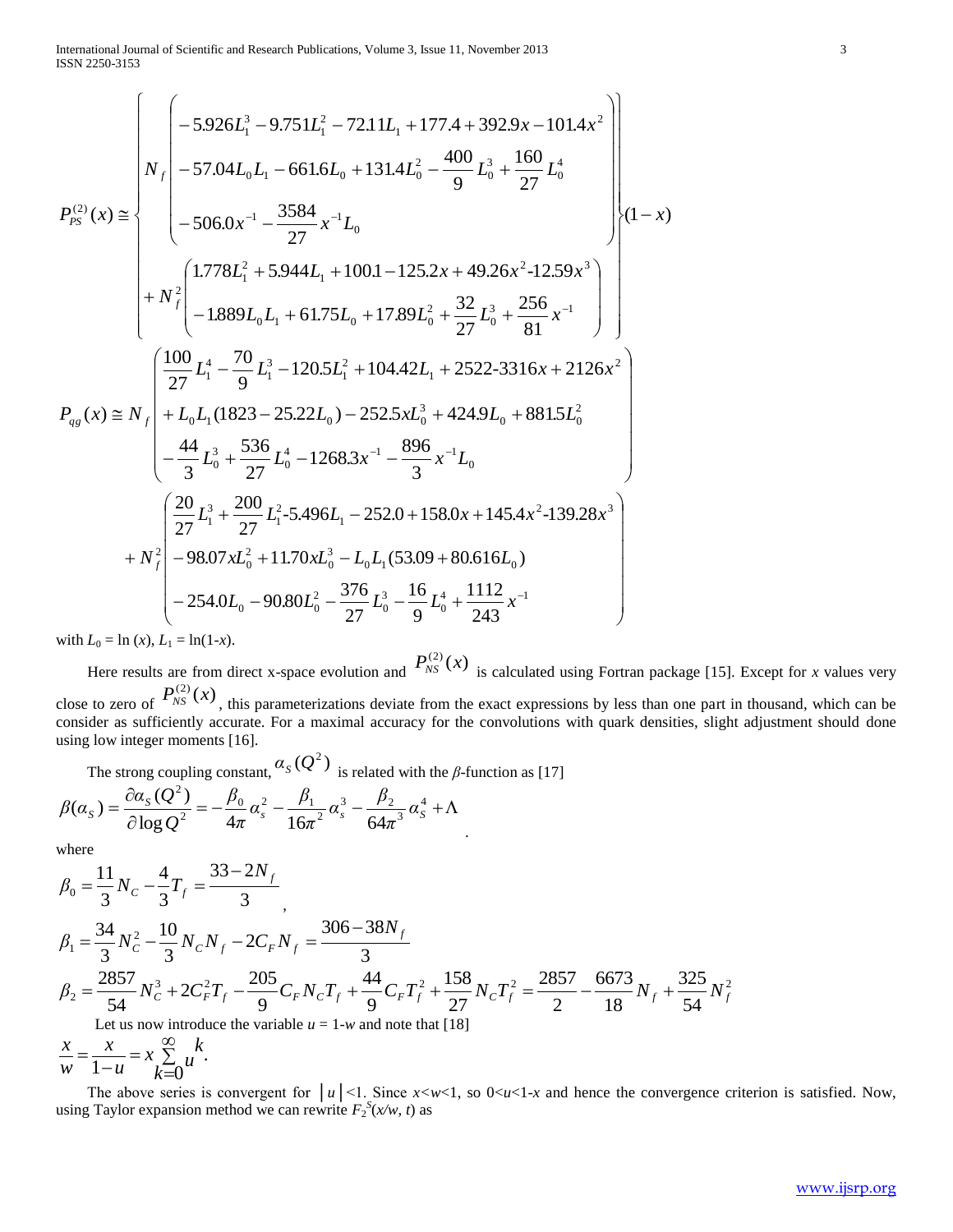$$
P_{PS}^{(2)}(x) \cong \left\{ \begin{array}{l} N_f \left( \begin{array}{l} -5.926L_1^3 - 9.751L_1^2 - 72.11L_1 + 177.4 + 392.9x - 101.4x^2 \\ -57.04L_0L_1 - 661.6L_0 + 131.4L_0^2 - \dfrac{400}{9}L_0^3 + \dfrac{160}{27}L_0^4 \\ -506.0x^{-1} - \dfrac{3584}{27}x^{-1}L_0 \end{array} \right) \\ + N_f^2 \left( \begin{array}{l} 1.778L_1^2 + 5.944L_1 + 100.1 - 125.2x + 49.26x^2 - 12.59x^3 \\ -1.889L_0L_1 + 61.75L_0 + 17.89L_0^2 + \dfrac{32}{27}L_0^3 + \dfrac{256}{81}x^{-1} \end{array} \right) \end{array} \right\} (1-x)
$$

$$
P_{qg}(x) \cong N_f \left( \begin{array}{l} \dfrac{100}{27}L_1^4 - \dfrac{70}{9}L_1^3 - 120.5L_1^2 + 104.42L_1 + 2522 - 3316x + 2126x^2 \\ + L_0L_1(1823 - 25.22L_0) - 252.5xL_0^3 + 424.9L_0 + 881.5L_0^2 \\ -\dfrac{44}{3}L_0^3 + \dfrac{536}{27}L_0^4 - 1268.3x^{-1} - \dfrac{896}{3}x^{-1}L_0 \end{array} \right)
$$

$$
+ N_f^2 \left( \begin{array}{l} \dfrac{20}{27}L_1^3 + \dfrac{200}{27}L_1^2 - 5.496L_1 - 252.0 + 158.0x + 145.4x^2 - 139.28x^3 \\ -98.07xL_0^2 + 11.70xL_0^3 - L_0L_1(53.09 + 80.616L_0) \\ -254.0L_0 - 90.80L_0^2 - \dfrac{376}{27}L_0^3 - \dfrac{16}{9}L_0^4 + \dfrac{1112}{243}x^{-1} \end{array} \right)
$$

with $L_0 = \ln(x)$, $L_1 = \ln(1-x)$.

Here results are from direct x-space evolution and $P_{NS}^{(2)}(x)$ is calculated using Fortran package [15]. Except for *x* values very close to zero of $P_{NS}^{(2)}(x)$, this parameterizations deviate from the exact expressions by less than one part in thousand, which can be consider as sufficiently accurate. For a maximal accuracy for the convolutions with quark densities, slight adjustment should done using low integer moments [16].

The strong coupling constant, $\alpha_S(Q^2)$ is related with the $\beta$-function as [17]

$$
\beta(\alpha_S) = \frac{\partial \alpha_S(Q^2)}{\partial \log Q^2} = -\frac{\beta_0}{4\pi}\alpha_s^2 - \frac{\beta_1}{16\pi^2}\alpha_s^3 - \frac{\beta_2}{64\pi^3}\alpha_S^4 + \Lambda
$$

where

$$
\beta_0 = \frac{11}{3}N_C - \frac{4}{3}T_f = \frac{33-2N_f}{3},
$$

$$
\beta_1 = \frac{34}{3}N_C^2 - \frac{10}{3}N_C N_f - 2C_F N_f = \frac{306-38N_f}{3}
$$

$$
\beta_2 = \frac{2857}{54}N_C^3 + 2C_F^2 T_f - \frac{205}{9}C_F N_C T_f + \frac{44}{9}C_F T_f^2 + \frac{158}{27}N_C T_f^2 = \frac{2857}{2} - \frac{6673}{18}N_f + \frac{325}{54}N_f^2
$$

Let us now introduce the variable $u = 1-w$ and note that [18]

$$
\frac{x}{w} = \frac{x}{1-u} = x\sum_{k=0}^{\infty} u^k.
$$

The above series is convergent for $|u|<1$. Since $x<w<1$, so $0<u<1-x$ and hence the convergence criterion is satisfied. Now, using Taylor expansion method we can rewrite $F_2^S(x/w, t)$ as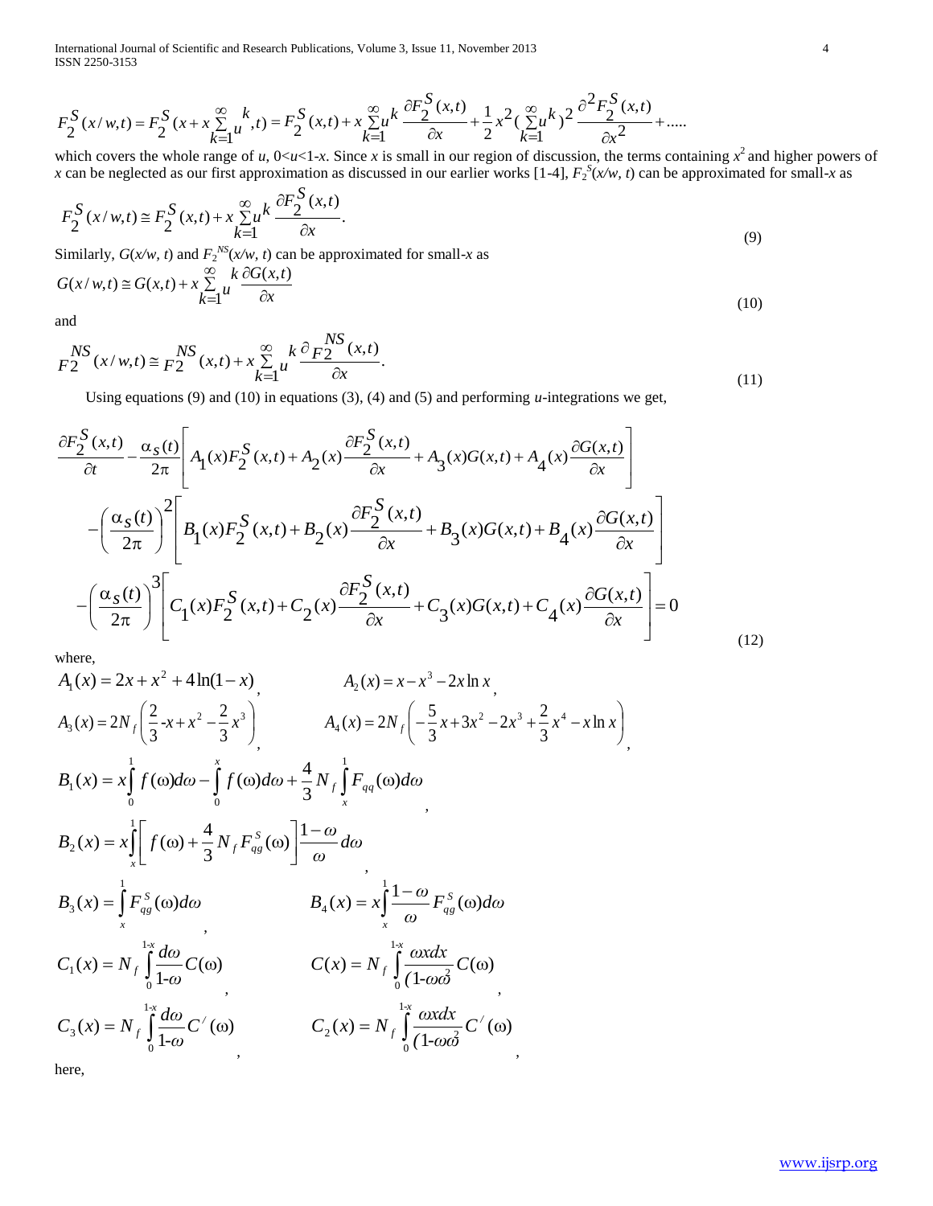$$F_2^S(x/w,t) = F_2^S(x + x\sum_{k=1}^{\infty} u^k, t) = F_2^S(x,t) + x\sum_{k=1}^{\infty} u^k \frac{\partial F_2^S(x,t)}{\partial x} + \frac{1}{2}x^2(\sum_{k=1}^{\infty} u^k)^2 \frac{\partial^2 F_2^S(x,t)}{\partial x^2} + .....$$

which covers the whole range of $u$, $0<u<1-x$. Since $x$ is small in our region of discussion, the terms containing $x^2$ and higher powers of $x$ can be neglected as our first approximation as discussed in our earlier works [1-4], $F_2^S(x/w, t)$ can be approximated for small-$x$ as

$$F_2^S(x/w,t) \cong F_2^S(x,t) + x\sum_{k=1}^{\infty} u^k \frac{\partial F_2^S(x,t)}{\partial x}. \tag{9}$$

Similarly, $G(x/w, t)$ and $F_2^{NS}(x/w, t)$ can be approximated for small-$x$ as

$$G(x/w,t) \cong G(x,t) + x\sum_{k=1}^{\infty} u^k \frac{\partial G(x,t)}{\partial x} \tag{10}$$

and

$$F_2^{NS}(x/w,t) \cong F_2^{NS}(x,t) + x\sum_{k=1}^{\infty} u^k \frac{\partial F_2^{NS}(x,t)}{\partial x}. \tag{11}$$

Using equations (9) and (10) in equations (3), (4) and (5) and performing $u$-integrations we get,

$$\begin{aligned}
&\frac{\partial F_2^S(x,t)}{\partial t} - \frac{\alpha_S(t)}{2\pi}\left[A_1(x)F_2^S(x,t) + A_2(x)\frac{\partial F_2^S(x,t)}{\partial x} + A_3(x)G(x,t) + A_4(x)\frac{\partial G(x,t)}{\partial x}\right] \\
&-\left(\frac{\alpha_S(t)}{2\pi}\right)^2\left[B_1(x)F_2^S(x,t) + B_2(x)\frac{\partial F_2^S(x,t)}{\partial x} + B_3(x)G(x,t) + B_4(x)\frac{\partial G(x,t)}{\partial x}\right] \\
&-\left(\frac{\alpha_S(t)}{2\pi}\right)^3\left[C_1(x)F_2^S(x,t) + C_2(x)\frac{\partial F_2^S(x,t)}{\partial x} + C_3(x)G(x,t) + C_4(x)\frac{\partial G(x,t)}{\partial x}\right] = 0
\end{aligned} \tag{12}$$

where,

$$A_1(x) = 2x + x^2 + 4\ln(1-x), \qquad A_2(x) = x - x^3 - 2x\ln x,$$

$$A_3(x) = 2N_f\left(\frac{2}{3} - x + x^2 - \frac{2}{3}x^3\right), \qquad A_4(x) = 2N_f\left(-\frac{5}{3}x + 3x^2 - 2x^3 + \frac{2}{3}x^4 - x\ln x\right),$$

$$B_1(x) = x\int_0^1 f(\omega)d\omega - \int_0^x f(\omega)d\omega + \frac{4}{3}N_f\int_x^1 F_{qq}(\omega)d\omega,$$

$$B_2(x) = x\int_x^1\left[f(\omega) + \frac{4}{3}N_f F_{qg}^S(\omega)\right]\frac{1-\omega}{\omega}d\omega,$$

$$B_3(x) = \int_x^1 F_{qg}^S(\omega)d\omega, \qquad B_4(x) = x\int_x^1 \frac{1-\omega}{\omega}F_{qg}^S(\omega)d\omega$$

$$C_1(x) = N_f\int_0^{1-x}\frac{d\omega}{1-\omega}C(\omega), \qquad C(x) = N_f\int_0^{1-x}\frac{\omega x dx}{(1-\omega\omega^2}C(\omega),$$

$$C_3(x) = N_f\int_0^{1-x}\frac{d\omega}{1-\omega}C'(\omega), \qquad C_2(x) = N_f\int_0^{1-x}\frac{\omega x dx}{(1-\omega\omega^2}C'(\omega),$$

here,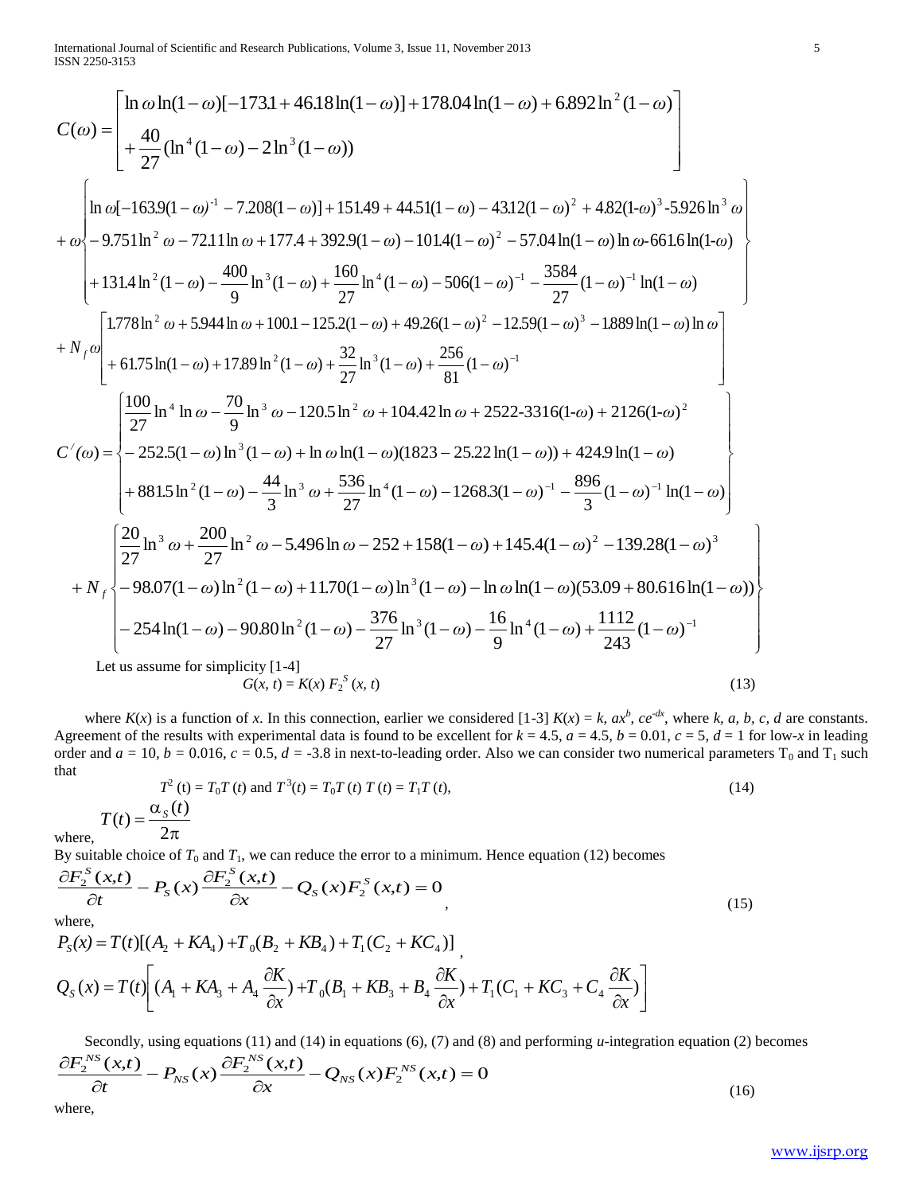$$
C(\omega) = \begin{bmatrix} \ln\omega \ln(1-\omega)[-173.1 + 46.18\ln(1-\omega)] + 178.04\ln(1-\omega) + 6.892\ln^2(1-\omega) \\ + \dfrac{40}{27}(\ln^4(1-\omega) - 2\ln^3(1-\omega)) \end{bmatrix}
$$

$$
+\,\omega \begin{Bmatrix} \ln\omega[-163.9(1-\omega)^{-1} - 7.208(1-\omega)] + 151.49 + 44.51(1-\omega) - 43.12(1-\omega)^2 + 4.82(1-\omega)^3 - 5.926\ln^3\omega \\ -9.751\ln^2\omega - 72.11\ln\omega + 177.4 + 392.9(1-\omega) - 101.4(1-\omega)^2 - 57.04\ln(1-\omega)\ln\omega - 661.6\ln(1-\omega) \\ +131.4\ln^2(1-\omega) - \dfrac{400}{9}\ln^3(1-\omega) + \dfrac{160}{27}\ln^4(1-\omega) - 506(1-\omega)^{-1} - \dfrac{3584}{27}(1-\omega)^{-1}\ln(1-\omega) \end{Bmatrix}
$$

$$
+\,N_f\,\omega \begin{bmatrix} 1.778\ln^2\omega + 5.944\ln\omega + 100.1 - 125.2(1-\omega) + 49.26(1-\omega)^2 - 12.59(1-\omega)^3 - 1.889\ln(1-\omega)\ln\omega \\ +61.75\ln(1-\omega) + 17.89\ln^2(1-\omega) + \dfrac{32}{27}\ln^3(1-\omega) + \dfrac{256}{81}(1-\omega)^{-1} \end{bmatrix}
$$

$$
C'(\omega) = \begin{Bmatrix} \dfrac{100}{27}\ln^4\ln\omega - \dfrac{70}{9}\ln^3\omega - 120.5\ln^2\omega + 104.42\ln\omega + 2522 - 3316(1-\omega) + 2126(1-\omega)^2 \\ -252.5(1-\omega)\ln^3(1-\omega) + \ln\omega\ln(1-\omega)(1823 - 25.22\ln(1-\omega)) + 424.9\ln(1-\omega) \\ +881.5\ln^2(1-\omega) - \dfrac{44}{3}\ln^3\omega + \dfrac{536}{27}\ln^4(1-\omega) - 1268.3(1-\omega)^{-1} - \dfrac{896}{3}(1-\omega)^{-1}\ln(1-\omega) \end{Bmatrix}
$$

$$
+\,N_f \begin{Bmatrix} \dfrac{20}{27}\ln^3\omega + \dfrac{200}{27}\ln^2\omega - 5.496\ln\omega - 252 + 158(1-\omega) + 145.4(1-\omega)^2 - 139.28(1-\omega)^3 \\ -98.07(1-\omega)\ln^2(1-\omega) + 11.70(1-\omega)\ln^3(1-\omega) - \ln\omega\ln(1-\omega)(53.09 + 80.616\ln(1-\omega)) \\ -254\ln(1-\omega) - 90.80\ln^2(1-\omega) - \dfrac{376}{27}\ln^3(1-\omega) - \dfrac{16}{9}\ln^4(1-\omega) + \dfrac{1112}{243}(1-\omega)^{-1} \end{Bmatrix}
$$

Let us assume for simplicity [1-4]

$$
G(x, t) = K(x)\, F_2^S(x, t) \tag{13}
$$

where $K(x)$ is a function of $x$. In this connection, earlier we considered [1-3] $K(x) = k$, $ax^b$, $ce^{-dx}$, where $k$, $a$, $b$, $c$, $d$ are constants. Agreement of the results with experimental data is found to be excellent for $k = 4.5$, $a = 4.5$, $b = 0.01$, $c = 5$, $d = 1$ for low-$x$ in leading order and $a = 10$, $b = 0.016$, $c = 0.5$, $d = -3.8$ in next-to-leading order. Also we can consider two numerical parameters $T_0$ and $T_1$ such that

$$
T^2(t) = T_0 T(t) \text{ and } T^3(t) = T_0 T(t)\, T(t) = T_1 T(t), \tag{14}
$$

where, $T(t) = \dfrac{\alpha_S(t)}{2\pi}$

By suitable choice of $T_0$ and $T_1$, we can reduce the error to a minimum. Hence equation (12) becomes

$$
\frac{\partial F_2^S(x,t)}{\partial t} - P_S(x)\frac{\partial F_2^S(x,t)}{\partial x} - Q_S(x) F_2^S(x,t) = 0, \tag{15}
$$

where,

$$
P_S(x) = T(t)[(A_2 + KA_4) + T_0(B_2 + KB_4) + T_1(C_2 + KC_4)],
$$

$$
Q_S(x) = T(t)\left[(A_1 + KA_3 + A_4\frac{\partial K}{\partial x}) + T_0(B_1 + KB_3 + B_4\frac{\partial K}{\partial x}) + T_1(C_1 + KC_3 + C_4\frac{\partial K}{\partial x})\right]
$$

Secondly, using equations (11) and (14) in equations (6), (7) and (8) and performing $u$-integration equation (2) becomes

$$
\frac{\partial F_2^{NS}(x,t)}{\partial t} - P_{NS}(x)\frac{\partial F_2^{NS}(x,t)}{\partial x} - Q_{NS}(x) F_2^{NS}(x,t) = 0 \tag{16}
$$

where,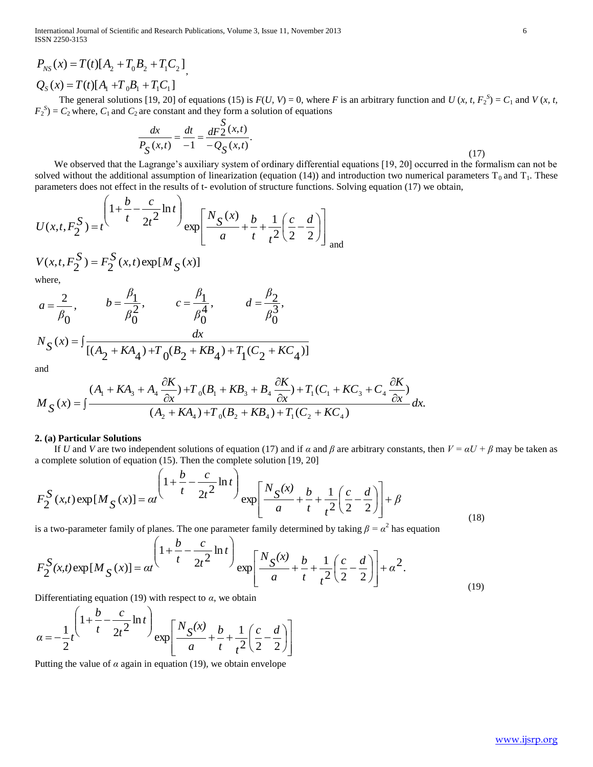$$P_{NS}(x) = T(t)[A_2 + T_0 B_2 + T_1 C_2],$$

$$Q_S(x) = T(t)[A_1 + T_0 B_1 + T_1 C_1]$$

The general solutions [19, 20] of equations (15) is $F(U, V) = 0$, where $F$ is an arbitrary function and $U(x, t, F_2^S) = C_1$ and $V(x, t, F_2^S) = C_2$ where, $C_1$ and $C_2$ are constant and they form a solution of equations

$$\frac{dx}{P_S(x,t)} = \frac{dt}{-1} = \frac{dF_2^S(x,t)}{-Q_S(x,t)}. \tag{17}$$

We observed that the Lagrange's auxiliary system of ordinary differential equations [19, 20] occurred in the formalism can not be solved without the additional assumption of linearization (equation (14)) and introduction two numerical parameters $T_0$ and $T_1$. These parameters does not effect in the results of t- evolution of structure functions. Solving equation (17) we obtain,

$$U(x,t,F_2^S) = t^{\left(1+\frac{b}{t}-\frac{c}{2t^2}\ln t\right)} \exp\left[\frac{N_S(x)}{a} + \frac{b}{t} + \frac{1}{t^2}\left(\frac{c}{2} - \frac{d}{2}\right)\right]$$ and

$$V(x,t,F_2^S) = F_2^S(x,t)\exp[M_S(x)]$$

where,

$$a = \frac{2}{\beta_0}, \qquad b = \frac{\beta_1}{\beta_0^2}, \qquad c = \frac{\beta_1}{\beta_0^4}, \qquad d = \frac{\beta_2}{\beta_0^3},$$

$$N_S(x) = \int \frac{dx}{[(A_2 + KA_4) + T_0(B_2 + KB_4) + T_1(C_2 + KC_4)]}$$

and

$$M_S(x) = \int \frac{(A_1 + KA_3 + A_4\frac{\partial K}{\partial x}) + T_0(B_1 + KB_3 + B_4\frac{\partial K}{\partial x}) + T_1(C_1 + KC_3 + C_4\frac{\partial K}{\partial x})}{(A_2 + KA_4) + T_0(B_2 + KB_4) + T_1(C_2 + KC_4)} dx.$$

**2. (a) Particular Solutions**

If $U$ and $V$ are two independent solutions of equation (17) and if $\alpha$ and $\beta$ are arbitrary constants, then $V = \alpha U + \beta$ may be taken as a complete solution of equation (15). Then the complete solution [19, 20]

$$F_2^S(x,t)\exp[M_S(x)] = \alpha t^{\left(1+\frac{b}{t}-\frac{c}{2t^2}\ln t\right)} \exp\left[\frac{N_S(x)}{a} + \frac{b}{t} + \frac{1}{t^2}\left(\frac{c}{2} - \frac{d}{2}\right)\right] + \beta \tag{18}$$

is a two-parameter family of planes. The one parameter family determined by taking $\beta = \alpha^2$ has equation

$$F_2^S(x,t)\exp[M_S(x)] = \alpha t^{\left(1+\frac{b}{t}-\frac{c}{2t^2}\ln t\right)} \exp\left[\frac{N_S(x)}{a} + \frac{b}{t} + \frac{1}{t^2}\left(\frac{c}{2} - \frac{d}{2}\right)\right] + \alpha^2. \tag{19}$$

Differentiating equation (19) with respect to $\alpha$, we obtain

$$\alpha = -\frac{1}{2} t^{\left(1+\frac{b}{t}-\frac{c}{2t^2}\ln t\right)} \exp\left[\frac{N_S(x)}{a} + \frac{b}{t} + \frac{1}{t^2}\left(\frac{c}{2} - \frac{d}{2}\right)\right]$$

Putting the value of $\alpha$ again in equation (19), we obtain envelope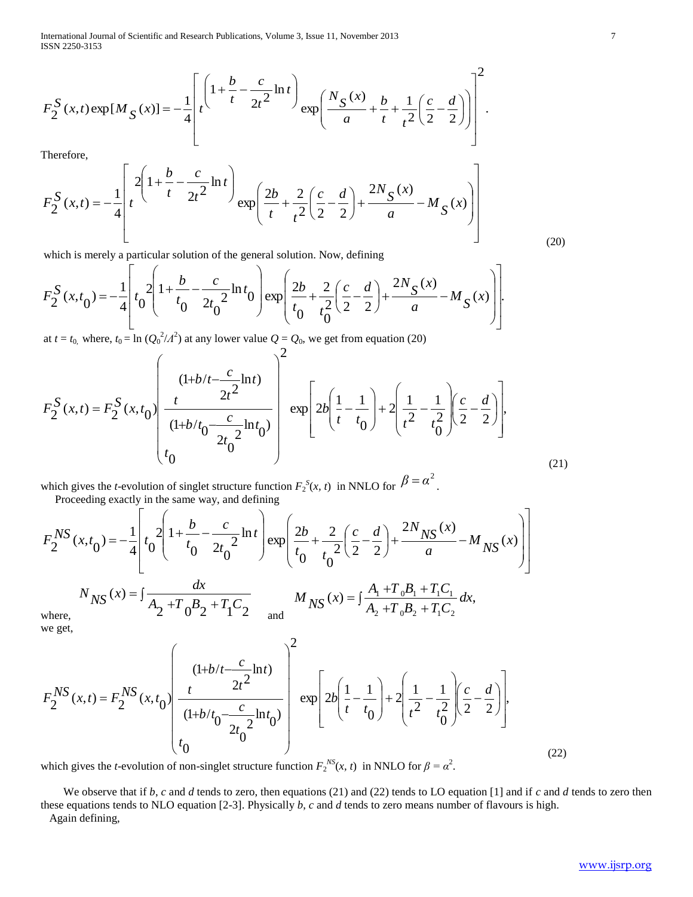$$F_2^S(x,t)\exp[M_S(x)] = -\frac{1}{4}\left[t^{\left(1+\frac{b}{t}-\frac{c}{2t^2}\ln t\right)}\exp\left(\frac{N_S(x)}{a}+\frac{b}{t}+\frac{1}{t^2}\left(\frac{c}{2}-\frac{d}{2}\right)\right)\right]^2.$$

Therefore,

$$F_2^S(x,t) = -\frac{1}{4}\left[t^{2\left(1+\frac{b}{t}-\frac{c}{2t^2}\ln t\right)}\exp\left(\frac{2b}{t}+\frac{2}{t^2}\left(\frac{c}{2}-\frac{d}{2}\right)+\frac{2N_S(x)}{a}-M_S(x)\right)\right] \tag{20}$$

which is merely a particular solution of the general solution. Now, defining

$$F_2^S(x,t_0) = -\frac{1}{4}\left[t_0^{2\left(1+\frac{b}{t_0}-\frac{c}{2t_0^2}\ln t_0\right)}\exp\left(\frac{2b}{t_0}+\frac{2}{t_0^2}\left(\frac{c}{2}-\frac{d}{2}\right)+\frac{2N_S(x)}{a}-M_S(x)\right)\right].$$

at $t = t_0$, where, $t_0 = \ln(Q_0^2/\Lambda^2)$ at any lower value $Q = Q_0$, we get from equation (20)

$$F_2^S(x,t) = F_2^S(x,t_0)\left(\frac{t^{(1+b/t-\frac{c}{2t^2}\ln t)}}{t_0^{(1+b/t_0-\frac{c}{2t_0^2}\ln t_0)}}\right)^2 \exp\left[2b\left(\frac{1}{t}-\frac{1}{t_0}\right)+2\left(\frac{1}{t^2}-\frac{1}{t_0^2}\right)\left(\frac{c}{2}-\frac{d}{2}\right)\right], \tag{21}$$

which gives the $t$-evolution of singlet structure function $F_2^S(x,t)$ in NNLO for $\beta = \alpha^2$.

Proceeding exactly in the same way, and defining

$$F_2^{NS}(x,t_0) = -\frac{1}{4}\left[t_0^{2\left(1+\frac{b}{t_0}-\frac{c}{2t_0^2}\ln t\right)}\exp\left(\frac{2b}{t_0}+\frac{2}{t_0^2}\left(\frac{c}{2}-\frac{d}{2}\right)+\frac{2N_{NS}(x)}{a}-M_{NS}(x)\right)\right]$$

where, $N_{NS}(x) = \int \frac{dx}{A_2+T_0B_2+T_1C_2}$ and $M_{NS}(x) = \int \frac{A_1+T_0B_1+T_1C_1}{A_2+T_0B_2+T_1C_2}dx,$

we get,

$$F_2^{NS}(x,t) = F_2^{NS}(x,t_0)\left(\frac{t^{(1+b/t-\frac{c}{2t^2}\ln t)}}{t_0^{(1+b/t_0-\frac{c}{2t_0^2}\ln t_0)}}\right)^2 \exp\left[2b\left(\frac{1}{t}-\frac{1}{t_0}\right)+2\left(\frac{1}{t^2}-\frac{1}{t_0^2}\right)\left(\frac{c}{2}-\frac{d}{2}\right)\right], \tag{22}$$

which gives the $t$-evolution of non-singlet structure function $F_2^{NS}(x,t)$ in NNLO for $\beta = \alpha^2$.

We observe that if $b$, $c$ and $d$ tends to zero, then equations (21) and (22) tends to LO equation [1] and if $c$ and $d$ tends to zero then these equations tends to NLO equation [2-3]. Physically $b$, $c$ and $d$ tends to zero means number of flavours is high.

Again defining,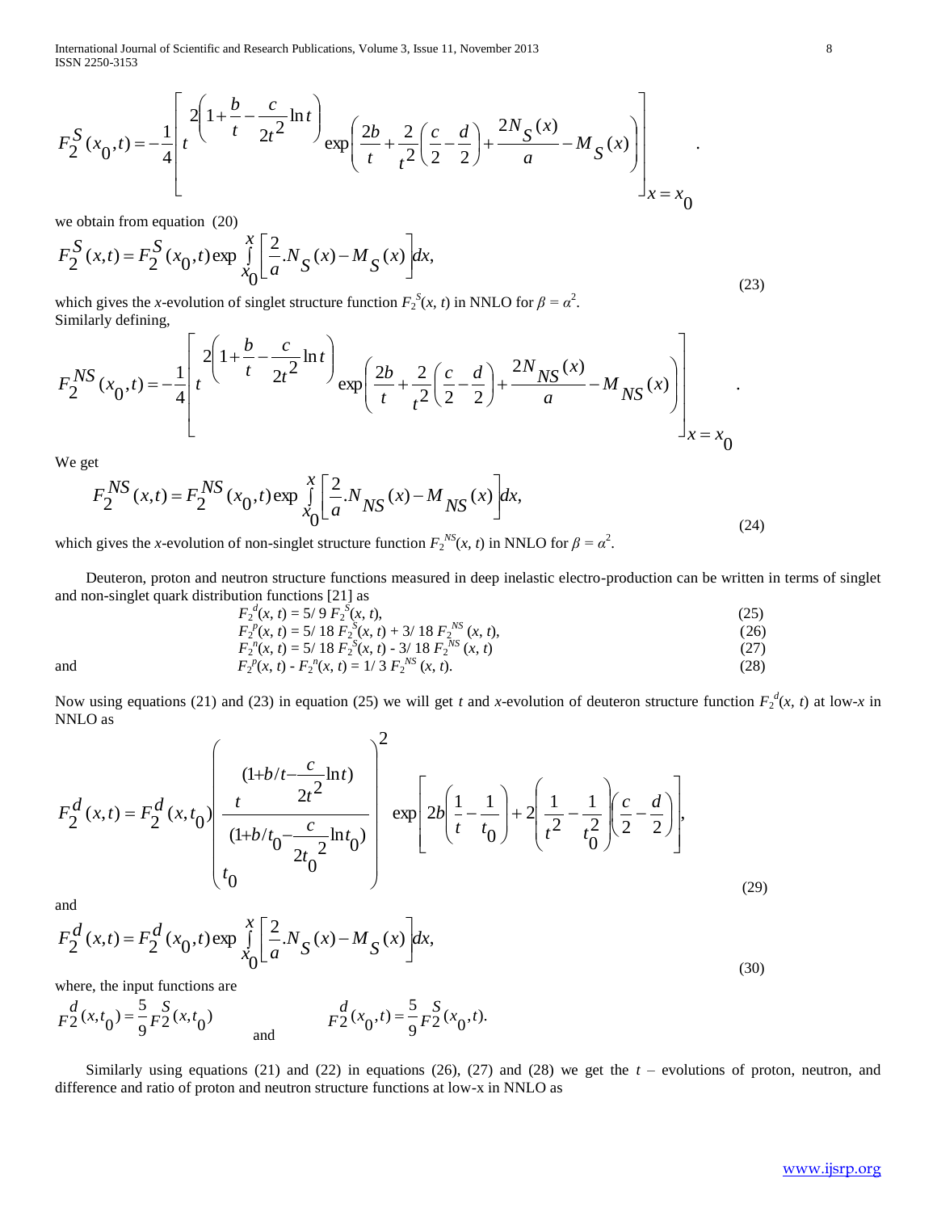$$F_2^S(x_0,t) = -\frac{1}{4}\left[ t^{2\left(1+\frac{b}{t}-\frac{c}{2t^2}\ln t\right)} \exp\left(\frac{2b}{t}+\frac{2}{t^2}\left(\frac{c}{2}-\frac{d}{2}\right)+\frac{2N_S(x)}{a}-M_S(x)\right)\right]_{x=x_0} .$$

we obtain from equation (20)

$$F_2^S(x,t) = F_2^S(x_0,t)\exp\int_{x_0}^{x}\left[\frac{2}{a}.N_S(x)-M_S(x)\right]dx, \tag{23}$$

which gives the *x*-evolution of singlet structure function $F_2^S(x, t)$ in NNLO for $\beta = \alpha^2$.

Similarly defining,

$$F_2^{NS}(x_0,t) = -\frac{1}{4}\left[ t^{2\left(1+\frac{b}{t}-\frac{c}{2t^2}\ln t\right)} \exp\left(\frac{2b}{t}+\frac{2}{t^2}\left(\frac{c}{2}-\frac{d}{2}\right)+\frac{2N_{NS}(x)}{a}-M_{NS}(x)\right)\right]_{x=x_0} .$$

We get

$$F_2^{NS}(x,t) = F_2^{NS}(x_0,t)\exp\int_{x_0}^{x}\left[\frac{2}{a}.N_{NS}(x)-M_{NS}(x)\right]dx, \tag{24}$$

which gives the *x*-evolution of non-singlet structure function $F_2^{NS}(x, t)$ in NNLO for $\beta = \alpha^2$.

Deuteron, proton and neutron structure functions measured in deep inelastic electro-production can be written in terms of singlet and non-singlet quark distribution functions [21] as

$$F_2^d(x, t) = 5/9\, F_2^S(x, t), \tag{25}$$

$$F_2^p(x, t) = 5/18\, F_2^S(x, t) + 3/18\, F_2^{NS}(x, t), \tag{26}$$

$$F_2^n(x, t) = 5/18\, F_2^S(x, t) - 3/18\, F_2^{NS}(x, t) \tag{27}$$

and

$$F_2^p(x, t) - F_2^n(x, t) = 1/3\, F_2^{NS}(x, t). \tag{28}$$

Now using equations (21) and (23) in equation (25) we will get *t* and *x*-evolution of deuteron structure function $F_2^d(x, t)$ at low-*x* in NNLO as

$$F_2^d(x,t) = F_2^d(x,t_0)\left(\frac{t^{(1+b/t-\frac{c}{2t^2}\ln t)}}{t_0^{(1+b/t_0-\frac{c}{2t_0^2}\ln t_0)}}\right)^2 \exp\left[2b\left(\frac{1}{t}-\frac{1}{t_0}\right)+2\left(\frac{1}{t^2}-\frac{1}{t_0^2}\right)\left(\frac{c}{2}-\frac{d}{2}\right)\right], \tag{29}$$

and

$$F_2^d(x,t) = F_2^d(x_0,t)\exp\int_{x_0}^{x}\left[\frac{2}{a}.N_S(x)-M_S(x)\right]dx, \tag{30}$$

where, the input functions are

$$F_2^d(x,t_0) = \frac{5}{9}F_2^S(x,t_0) \quad \text{and} \quad F_2^d(x_0,t) = \frac{5}{9}F_2^S(x_0,t).$$

Similarly using equations (21) and (22) in equations (26), (27) and (28) we get the *t* – evolutions of proton, neutron, and difference and ratio of proton and neutron structure functions at low-x in NNLO as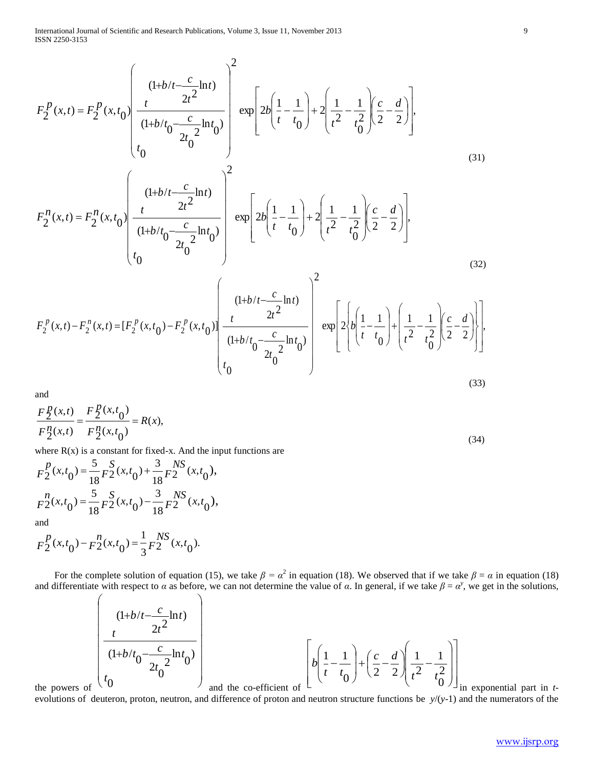$$F_2^p(x,t) = F_2^p(x,t_0)\left(\frac{\dfrac{(1+b/t-\dfrac{c}{2t^2}\ln t)}{t}}{\dfrac{(1+b/t_0-\dfrac{c}{2t_0^{\,2}}\ln t_0)}{t_0}}\right)^2 \exp\left[2b\left(\frac{1}{t}-\frac{1}{t_0}\right)+2\left(\frac{1}{t^2}-\frac{1}{t_0^2}\right)\left(\frac{c}{2}-\frac{d}{2}\right)\right], \tag{31}$$

$$F_2^n(x,t) = F_2^n(x,t_0)\left(\frac{\dfrac{(1+b/t-\dfrac{c}{2t^2}\ln t)}{t}}{\dfrac{(1+b/t_0-\dfrac{c}{2t_0^{\,2}}\ln t_0)}{t_0}}\right)^2 \exp\left[2b\left(\frac{1}{t}-\frac{1}{t_0}\right)+2\left(\frac{1}{t^2}-\frac{1}{t_0^2}\right)\left(\frac{c}{2}-\frac{d}{2}\right)\right], \tag{32}$$

$$F_2^p(x,t)-F_2^n(x,t) = [F_2^p(x,t_0)-F_2^p(x,t_0)]\left(\frac{\dfrac{(1+b/t-\dfrac{c}{2t^2}\ln t)}{t}}{\dfrac{(1+b/t_0-\dfrac{c}{2t_0^{\,2}}\ln t_0)}{t_0}}\right)^2 \exp\left[2\left\{b\left(\frac{1}{t}-\frac{1}{t_0}\right)+\left(\frac{1}{t^2}-\frac{1}{t_0^2}\right)\left(\frac{c}{2}-\frac{d}{2}\right)\right\}\right], \tag{33}$$

and

$$\frac{F_2^p(x,t)}{F_2^n(x,t)} = \frac{F_2^p(x,t_0)}{F_2^n(x,t_0)} = R(x), \tag{34}$$

where R(x) is a constant for fixed-x. And the input functions are

$$F_2^p(x,t_0) = \frac{5}{18}F_2^S(x,t_0)+\frac{3}{18}F_2^{NS}(x,t_0),$$

$$F_2^n(x,t_0) = \frac{5}{18}F_2^S(x,t_0)-\frac{3}{18}F_2^{NS}(x,t_0),$$

and

$$F_2^p(x,t_0)-F_2^n(x,t_0) = \frac{1}{3}F_2^{NS}(x,t_0).$$

For the complete solution of equation (15), we take $\beta = \alpha^2$ in equation (18). We observed that if we take $\beta = \alpha$ in equation (18) and differentiate with respect to $\alpha$ as before, we can not determine the value of $\alpha$. In general, if we take $\beta = \alpha^y$, we get in the solutions, the powers of $\left(\dfrac{\dfrac{(1+b/t-\dfrac{c}{2t^2}\ln t)}{t}}{\dfrac{(1+b/t_0-\dfrac{c}{2t_0^{\,2}}\ln t_0)}{t_0}}\right)$ and the co-efficient of $\left[b\left(\dfrac{1}{t}-\dfrac{1}{t_0}\right)+\left(\dfrac{c}{2}-\dfrac{d}{2}\right)\left(\dfrac{1}{t^2}-\dfrac{1}{t_0^2}\right)\right]$ in exponential part in $t$-evolutions of deuteron, proton, neutron, and difference of proton and neutron structure functions be $y/(y-1)$ and the numerators of the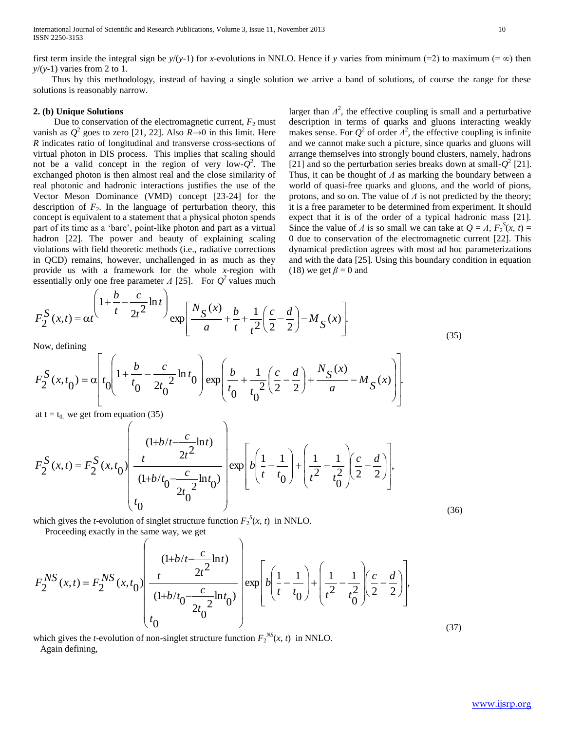first term inside the integral sign be $y/(y$-1) for $x$-evolutions in NNLO. Hence if $y$ varies from minimum (=2) to maximum (= $\infty$) then $y/(y$-1) varies from 2 to 1.

Thus by this methodology, instead of having a single solution we arrive a band of solutions, of course the range for these solutions is reasonably narrow.

### 2. (b) Unique Solutions

Due to conservation of the electromagnetic current, $F_2$ must vanish as $Q^2$ goes to zero [21, 22]. Also $R\rightarrow 0$ in this limit. Here $R$ indicates ratio of longitudinal and transverse cross-sections of virtual photon in DIS process. This implies that scaling should not be a valid concept in the region of very low-$Q^2$. The exchanged photon is then almost real and the close similarity of real photonic and hadronic interactions justifies the use of the Vector Meson Dominance (VMD) concept [23-24] for the description of $F_2$. In the language of perturbation theory, this concept is equivalent to a statement that a physical photon spends part of its time as a 'bare', point-like photon and part as a virtual hadron [22]. The power and beauty of explaining scaling violations with field theoretic methods (i.e., radiative corrections in QCD) remains, however, unchallenged in as much as they provide us with a framework for the whole $x$-region with essentially only one free parameter $\Lambda$ [25]. For $Q^2$ values much larger than $\Lambda^2$, the effective coupling is small and a perturbative description in terms of quarks and gluons interacting weakly makes sense. For $Q^2$ of order $\Lambda^2$, the effective coupling is infinite and we cannot make such a picture, since quarks and gluons will arrange themselves into strongly bound clusters, namely, hadrons [21] and so the perturbation series breaks down at small-$Q^2$ [21]. Thus, it can be thought of $\Lambda$ as marking the boundary between a world of quasi-free quarks and gluons, and the world of pions, protons, and so on. The value of $\Lambda$ is not predicted by the theory; it is a free parameter to be determined from experiment. It should expect that it is of the order of a typical hadronic mass [21]. Since the value of $\Lambda$ is so small we can take at $Q = \Lambda$, $F_2^S(x, t) = 0$ due to conservation of the electromagnetic current [22]. This dynamical prediction agrees with most ad hoc parameterizations and with the data [25]. Using this boundary condition in equation (18) we get $\beta = 0$ and

$$F_2^S(x,t) = \alpha t^{\left(1+\frac{b}{t}-\frac{c}{2t^2}\ln t\right)} \exp\left[\frac{N_S(x)}{a}+\frac{b}{t}+\frac{1}{t^2}\left(\frac{c}{2}-\frac{d}{2}\right)-M_S(x)\right]. \tag{35}$$

Now, defining

$$F_2^S(x,t_0) = \alpha\left[t_0^{\left(1+\frac{b}{t_0}-\frac{c}{2t_0^2}\ln t_0\right)} \exp\left(\frac{b}{t_0}+\frac{1}{t_0^2}\left(\frac{c}{2}-\frac{d}{2}\right)+\frac{N_S(x)}{a}-M_S(x)\right)\right].$$

at $t = t_0$, we get from equation (35)

$$F_2^S(x,t) = F_2^S(x,t_0)\left(\frac{t^{(1+b/t-\frac{c}{2t^2}\ln t)}}{t_0^{(1+b/t_0-\frac{c}{2t_0^2}\ln t_0)}}\right)\exp\left[b\left(\frac{1}{t}-\frac{1}{t_0}\right)+\left(\frac{1}{t^2}-\frac{1}{t_0^2}\right)\left(\frac{c}{2}-\frac{d}{2}\right)\right], \tag{36}$$

which gives the $t$-evolution of singlet structure function $F_2^S(x, t)$ in NNLO.

Proceeding exactly in the same way, we get

$$F_2^{NS}(x,t) = F_2^{NS}(x,t_0)\left(\frac{t^{(1+b/t-\frac{c}{2t^2}\ln t)}}{t_0^{(1+b/t_0-\frac{c}{2t_0^2}\ln t_0)}}\right)\exp\left[b\left(\frac{1}{t}-\frac{1}{t_0}\right)+\left(\frac{1}{t^2}-\frac{1}{t_0^2}\right)\left(\frac{c}{2}-\frac{d}{2}\right)\right], \tag{37}$$

which gives the $t$-evolution of non-singlet structure function $F_2^{NS}(x, t)$ in NNLO.

Again defining,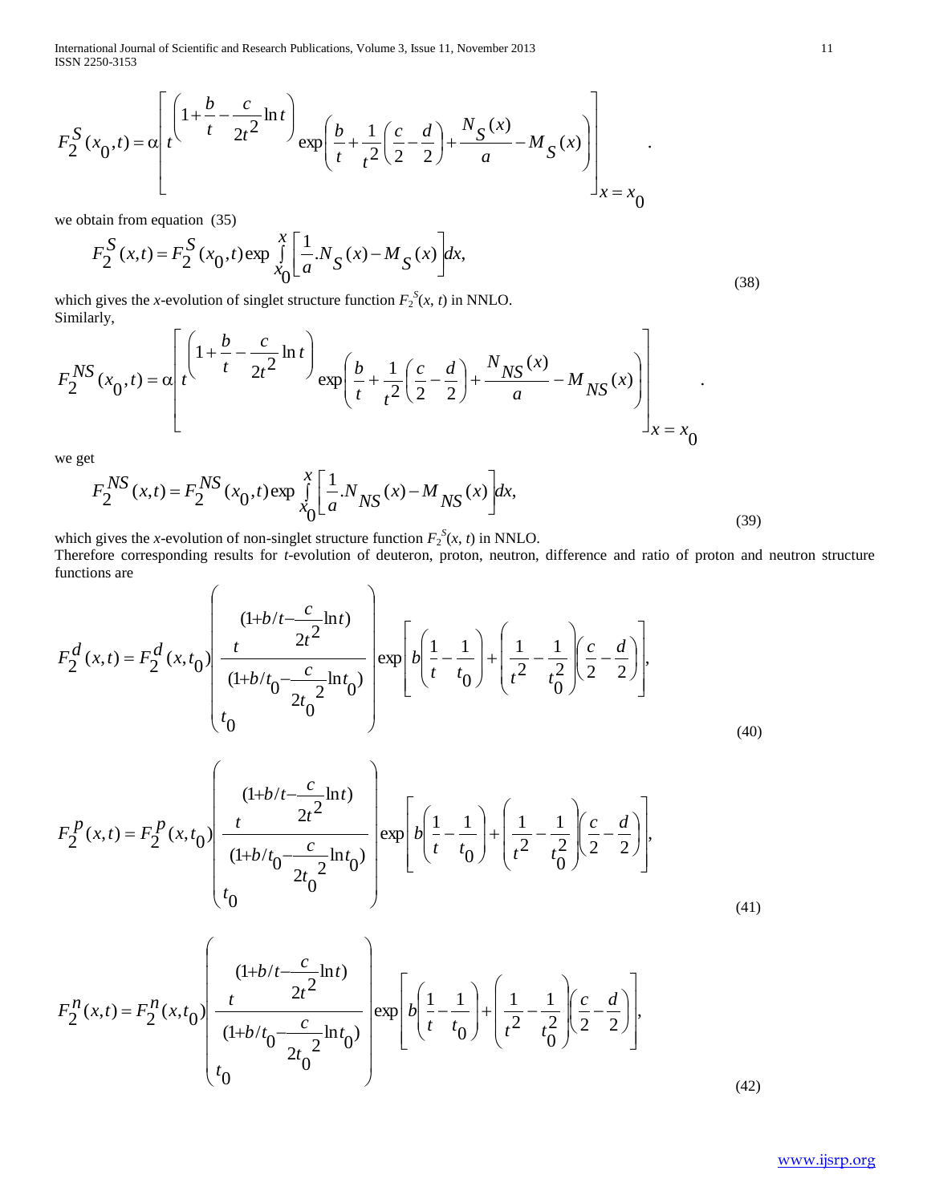$$F_2^S(x_0,t) = \alpha\left[ t^{\left(1+\frac{b}{t}-\frac{c}{2t^2}\ln t\right)} \exp\left(\frac{b}{t}+\frac{1}{t^2}\left(\frac{c}{2}-\frac{d}{2}\right)+\frac{N_S(x)}{a}-M_S(x)\right)\right]_{x=x_0}.$$

we obtain from equation (35)

$$F_2^S(x,t) = F_2^S(x_0,t)\exp\int_{x_0}^{x}\left[\frac{1}{a}.N_S(x)-M_S(x)\right]dx, \tag{38}$$

which gives the *x*-evolution of singlet structure function $F_2^S(x, t)$ in NNLO.
Similarly,

$$F_2^{NS}(x_0,t) = \alpha\left[ t^{\left(1+\frac{b}{t}-\frac{c}{2t^2}\ln t\right)} \exp\left(\frac{b}{t}+\frac{1}{t^2}\left(\frac{c}{2}-\frac{d}{2}\right)+\frac{N_{NS}(x)}{a}-M_{NS}(x)\right)\right]_{x=x_0}.$$

we get

$$F_2^{NS}(x,t) = F_2^{NS}(x_0,t)\exp\int_{x_0}^{x}\left[\frac{1}{a}.N_{NS}(x)-M_{NS}(x)\right]dx, \tag{39}$$

which gives the *x*-evolution of non-singlet structure function $F_2^S(x, t)$ in NNLO.
Therefore corresponding results for *t*-evolution of deuteron, proton, neutron, difference and ratio of proton and neutron structure functions are

$$F_2^d(x,t) = F_2^d(x,t_0)\left(\frac{t^{(1+b/t-\frac{c}{2t^2}\ln t)}}{t_0^{(1+b/t_0-\frac{c}{2t_0^2}\ln t_0)}}\right)\exp\left[b\left(\frac{1}{t}-\frac{1}{t_0}\right)+\left(\frac{1}{t^2}-\frac{1}{t_0^2}\right)\left(\frac{c}{2}-\frac{d}{2}\right)\right], \tag{40}$$

$$F_2^p(x,t) = F_2^p(x,t_0)\left(\frac{t^{(1+b/t-\frac{c}{2t^2}\ln t)}}{t_0^{(1+b/t_0-\frac{c}{2t_0^2}\ln t_0)}}\right)\exp\left[b\left(\frac{1}{t}-\frac{1}{t_0}\right)+\left(\frac{1}{t^2}-\frac{1}{t_0^2}\right)\left(\frac{c}{2}-\frac{d}{2}\right)\right], \tag{41}$$

$$F_2^n(x,t) = F_2^n(x,t_0)\left(\frac{t^{(1+b/t-\frac{c}{2t^2}\ln t)}}{t_0^{(1+b/t_0-\frac{c}{2t_0^2}\ln t_0)}}\right)\exp\left[b\left(\frac{1}{t}-\frac{1}{t_0}\right)+\left(\frac{1}{t^2}-\frac{1}{t_0^2}\right)\left(\frac{c}{2}-\frac{d}{2}\right)\right], \tag{42}$$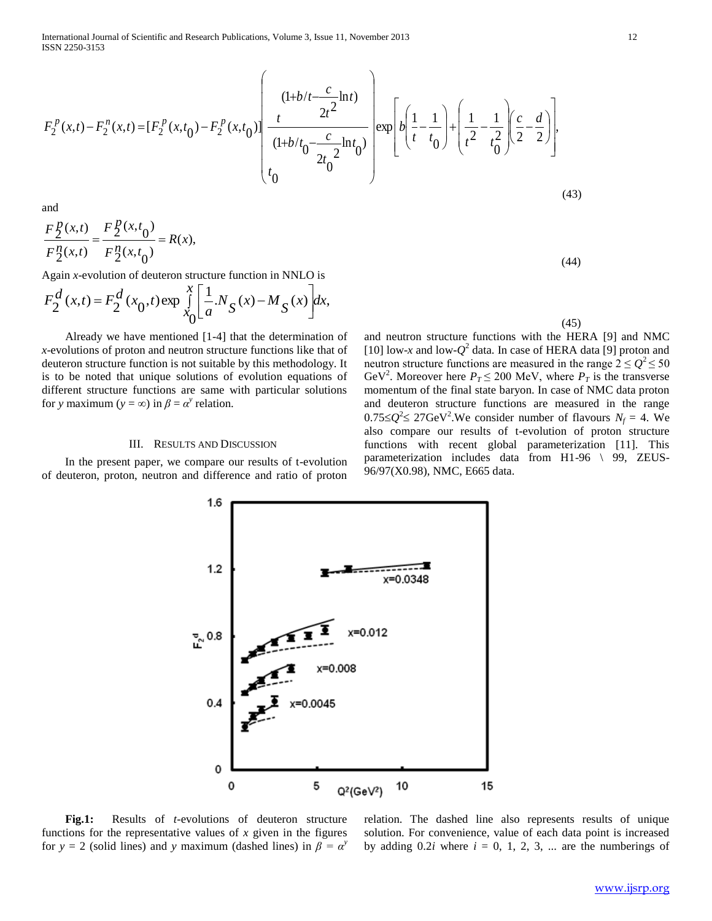$$F_2^p(x,t) - F_2^n(x,t) = [F_2^p(x,t_0) - F_2^p(x,t_0)] \left( \frac{\dfrac{(1+b/t - \dfrac{c}{2t^2}\ln t)}{t}}{\dfrac{(1+b/t_0 - \dfrac{c}{2t_0^2}\ln t_0)}{t_0}} \right) \exp\left[ b\left(\frac{1}{t} - \frac{1}{t_0}\right) + \left(\frac{1}{t^2} - \frac{1}{t_0^2}\right)\left(\frac{c}{2} - \frac{d}{2}\right) \right], \tag{43}$$

and

$$\frac{F_2^p(x,t)}{F_2^n(x,t)} = \frac{F_2^p(x,t_0)}{F_2^n(x,t_0)} = R(x), \tag{44}$$

Again $x$-evolution of deuteron structure function in NNLO is

$$F_2^d(x,t) = F_2^d(x_0,t) \exp \int_{x_0}^{x} \left[ \frac{1}{a}.N_S(x) - M_S(x) \right] dx, \tag{45}$$

Already we have mentioned [1-4] that the determination of $x$-evolutions of proton and neutron structure functions like that of deuteron structure function is not suitable by this methodology. It is to be noted that unique solutions of evolution equations of different structure functions are same with particular solutions for $y$ maximum ($y = \infty$) in $\beta = \alpha^y$ relation.

## III. Results and Discussion

In the present paper, we compare our results of t-evolution of deuteron, proton, neutron and difference and ratio of proton and neutron structure functions with the HERA [9] and NMC [10] low-$x$ and low-$Q^2$ data. In case of HERA data [9] proton and neutron structure functions are measured in the range $2 \leq Q^2 \leq 50$ GeV$^2$. Moreover here $P_T \leq 200$ MeV, where $P_T$ is the transverse momentum of the final state baryon. In case of NMC data proton and deuteron structure functions are measured in the range $0.75 \leq Q^2 \leq 27$GeV$^2$.We consider number of flavours $N_f = 4$. We also compare our results of t-evolution of proton structure functions with recent global parameterization [11]. This parameterization includes data from H1-96 \ 99, ZEUS-96/97(X0.98), NMC, E665 data.

**Fig.1:** Results of $t$-evolutions of deuteron structure functions for the representative values of $x$ given in the figures for $y = 2$ (solid lines) and $y$ maximum (dashed lines) in $\beta = \alpha^y$ relation. The dashed line also represents results of unique solution. For convenience, value of each data point is increased by adding $0.2i$ where $i = 0, 1, 2, 3, \ldots$ are the numberings of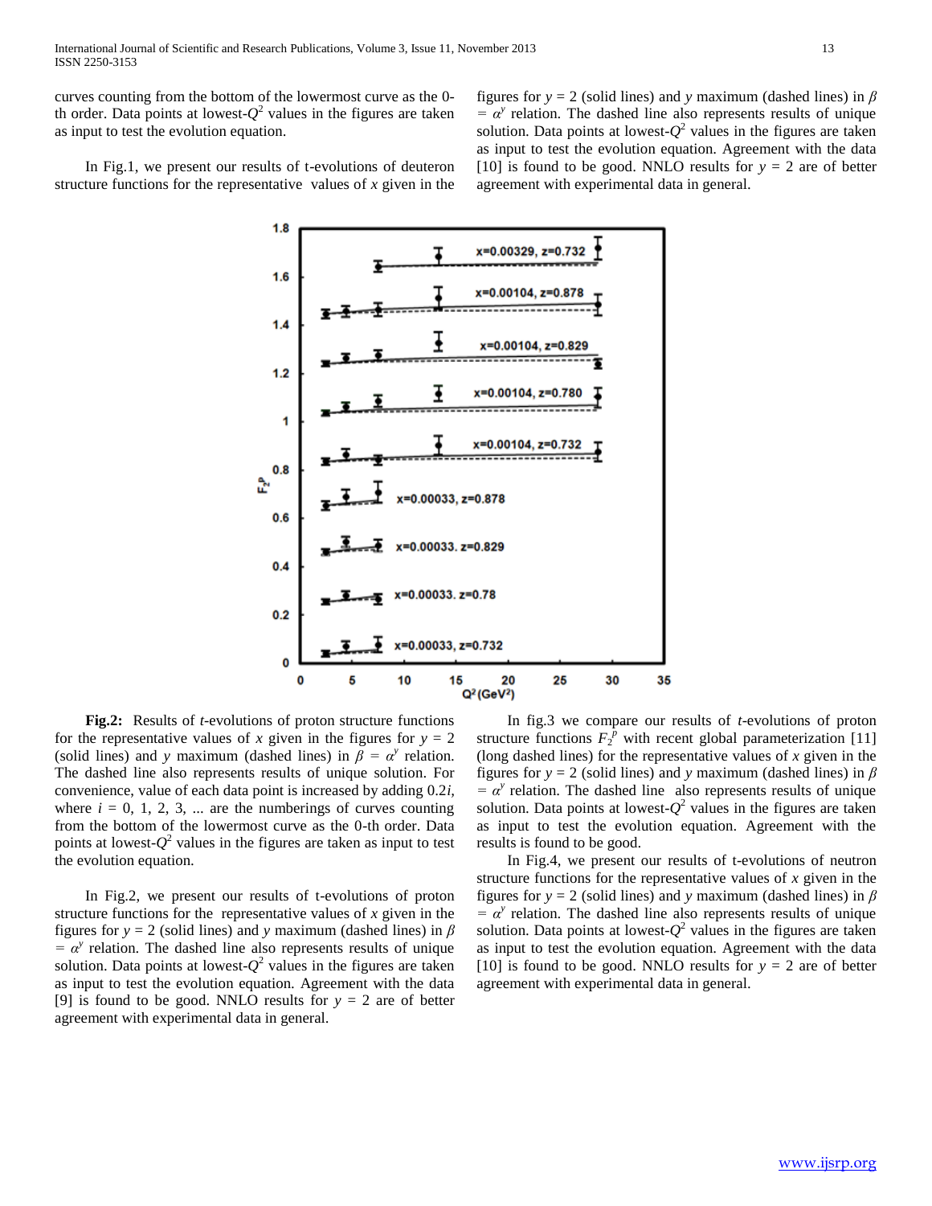curves counting from the bottom of the lowermost curve as the 0-th order. Data points at lowest-$Q^2$ values in the figures are taken as input to test the evolution equation.

In Fig.1, we present our results of t-evolutions of deuteron structure functions for the representative values of $x$ given in the figures for $y = 2$ (solid lines) and $y$ maximum (dashed lines) in $\beta = \alpha^y$ relation. The dashed line also represents results of unique solution. Data points at lowest-$Q^2$ values in the figures are taken as input to test the evolution equation. Agreement with the data [10] is found to be good. NNLO results for $y = 2$ are of better agreement with experimental data in general.

**Fig.2:** Results of $t$-evolutions of proton structure functions for the representative values of $x$ given in the figures for $y = 2$ (solid lines) and $y$ maximum (dashed lines) in $\beta = \alpha^y$ relation. The dashed line also represents results of unique solution. For convenience, value of each data point is increased by adding $0.2i$, where $i = 0, 1, 2, 3, \ldots$ are the numberings of curves counting from the bottom of the lowermost curve as the 0-th order. Data points at lowest-$Q^2$ values in the figures are taken as input to test the evolution equation.

In Fig.2, we present our results of t-evolutions of proton structure functions for the representative values of $x$ given in the figures for $y = 2$ (solid lines) and $y$ maximum (dashed lines) in $\beta = \alpha^y$ relation. The dashed line also represents results of unique solution. Data points at lowest-$Q^2$ values in the figures are taken as input to test the evolution equation. Agreement with the data [9] is found to be good. NNLO results for $y = 2$ are of better agreement with experimental data in general.

In fig.3 we compare our results of $t$-evolutions of proton structure functions $F_2^p$ with recent global parameterization [11] (long dashed lines) for the representative values of $x$ given in the figures for $y = 2$ (solid lines) and $y$ maximum (dashed lines) in $\beta = \alpha^y$ relation. The dashed line also represents results of unique solution. Data points at lowest-$Q^2$ values in the figures are taken as input to test the evolution equation. Agreement with the results is found to be good.

In Fig.4, we present our results of t-evolutions of neutron structure functions for the representative values of $x$ given in the figures for $y = 2$ (solid lines) and $y$ maximum (dashed lines) in $\beta = \alpha^y$ relation. The dashed line also represents results of unique solution. Data points at lowest-$Q^2$ values in the figures are taken as input to test the evolution equation. Agreement with the data [10] is found to be good. NNLO results for $y = 2$ are of better agreement with experimental data in general.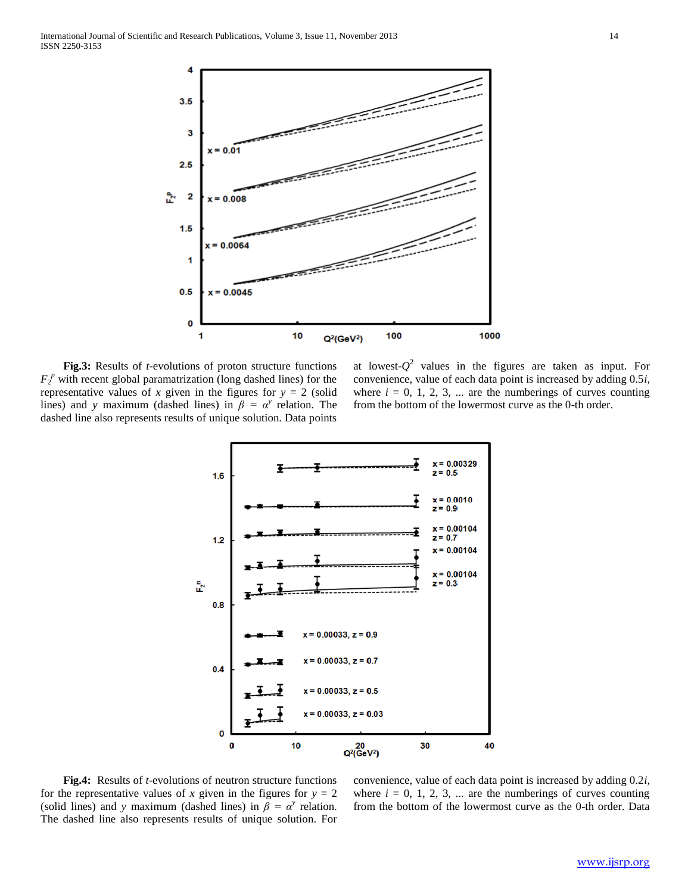**Fig.3:** Results of *t*-evolutions of proton structure functions $F_2^p$ with recent global paramatrization (long dashed lines) for the representative values of $x$ given in the figures for $y = 2$ (solid lines) and $y$ maximum (dashed lines) in $\beta = \alpha^y$ relation. The dashed line also represents results of unique solution. Data points at lowest-$Q^2$ values in the figures are taken as input. For convenience, value of each data point is increased by adding $0.5i$, where $i = 0, 1, 2, 3, \ldots$ are the numberings of curves counting from the bottom of the lowermost curve as the 0-th order.

**Fig.4:** Results of *t*-evolutions of neutron structure functions for the representative values of $x$ given in the figures for $y = 2$ (solid lines) and $y$ maximum (dashed lines) in $\beta = \alpha^y$ relation. The dashed line also represents results of unique solution. For convenience, value of each data point is increased by adding $0.2i$, where $i = 0, 1, 2, 3, \ldots$ are the numberings of curves counting from the bottom of the lowermost curve as the 0-th order. Data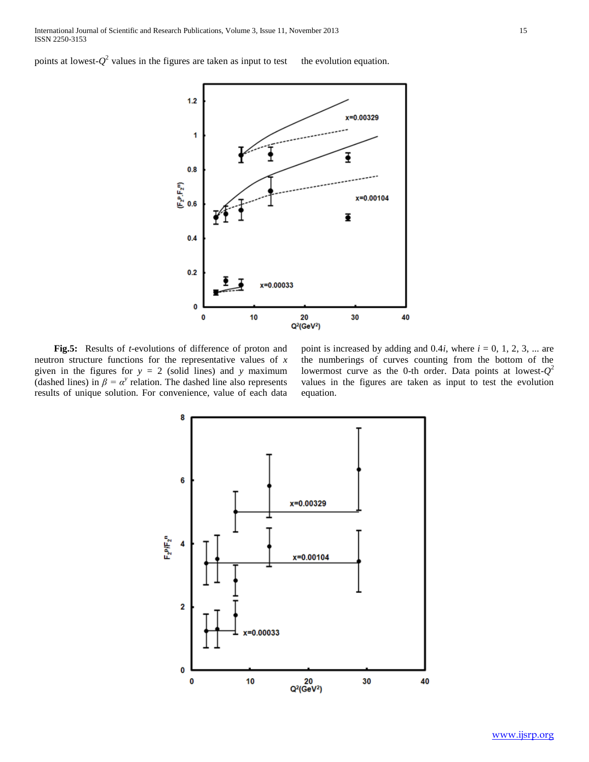points at lowest-$Q^2$ values in the figures are taken as input to test the evolution equation.

**Fig.5:** Results of $t$-evolutions of difference of proton and neutron structure functions for the representative values of $x$ given in the figures for $y = 2$ (solid lines) and $y$ maximum (dashed lines) in $\beta = \alpha^y$ relation. The dashed line also represents results of unique solution. For convenience, value of each data point is increased by adding and $0.4i$, where $i = 0, 1, 2, 3, \ldots$ are the numberings of curves counting from the bottom of the lowermost curve as the 0-th order. Data points at lowest-$Q^2$ values in the figures are taken as input to test the evolution equation.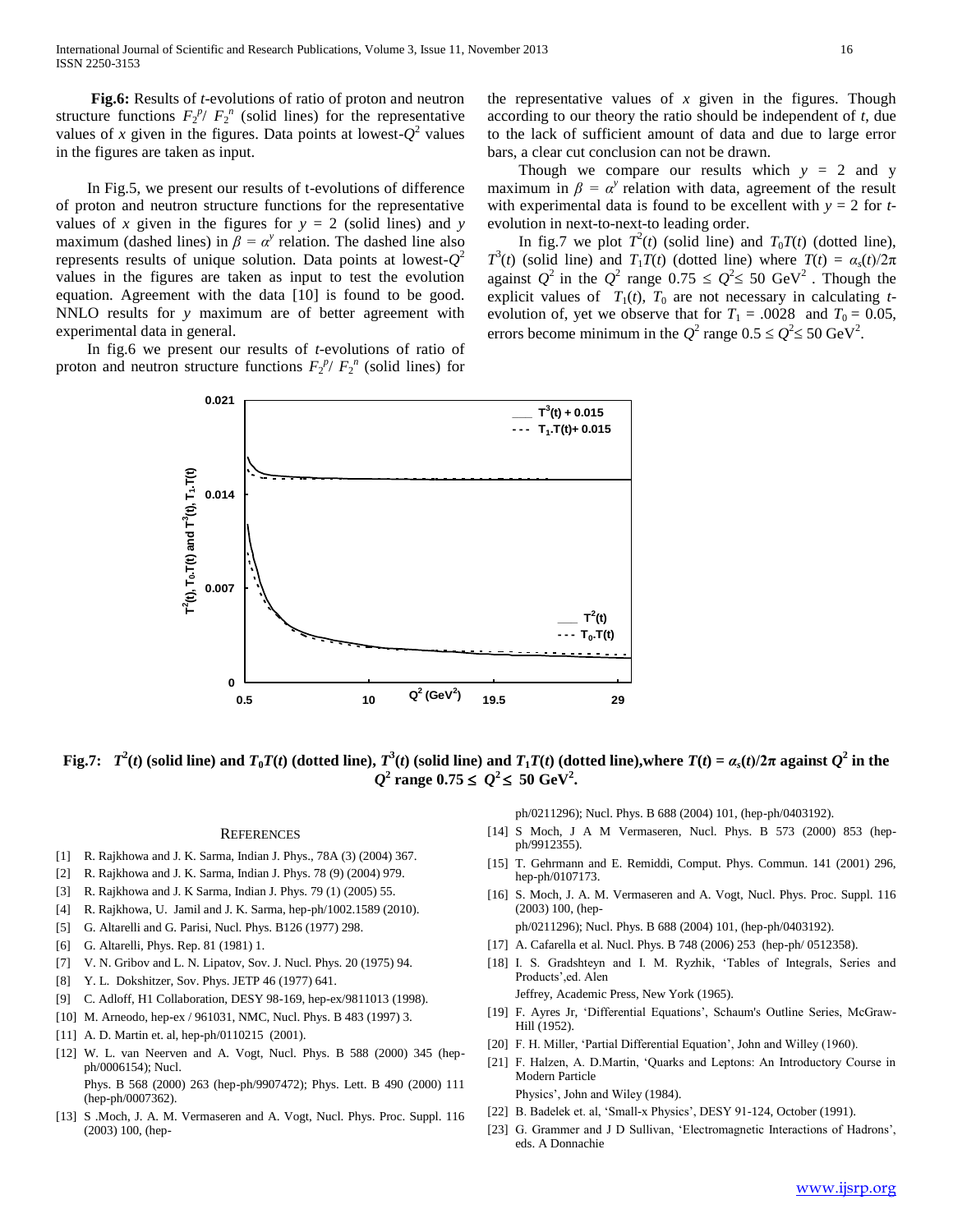**Fig.6:** Results of *t*-evolutions of ratio of proton and neutron structure functions $F_2^p/F_2^n$ (solid lines) for the representative values of *x* given in the figures. Data points at lowest-$Q^2$ values in the figures are taken as input.

In Fig.5, we present our results of t-evolutions of difference of proton and neutron structure functions for the representative values of *x* given in the figures for $y = 2$ (solid lines) and *y* maximum (dashed lines) in $\beta = \alpha^y$ relation. The dashed line also represents results of unique solution. Data points at lowest-$Q^2$ values in the figures are taken as input to test the evolution equation. Agreement with the data [10] is found to be good. NNLO results for *y* maximum are of better agreement with experimental data in general.

In fig.6 we present our results of *t*-evolutions of ratio of proton and neutron structure functions $F_2^p/F_2^n$ (solid lines) for the representative values of *x* given in the figures. Though according to our theory the ratio should be independent of *t*, due to the lack of sufficient amount of data and due to large error bars, a clear cut conclusion can not be drawn.

Though we compare our results which $y = 2$ and y maximum in $\beta = \alpha^y$ relation with data, agreement of the result with experimental data is found to be excellent with $y = 2$ for *t*-evolution in next-to-next-to leading order.

In fig.7 we plot $T^2(t)$ (solid line) and $T_0T(t)$ (dotted line), $T^3(t)$ (solid line) and $T_1T(t)$ (dotted line) where $T(t) = \alpha_s(t)/2\pi$ against $Q^2$ in the $Q^2$ range $0.75 \le Q^2 \le 50$ GeV$^2$. Though the explicit values of $T_1(t)$, $T_0$ are not necessary in calculating *t*-evolution of, yet we observe that for $T_1 = .0028$ and $T_0 = 0.05$, errors become minimum in the $Q^2$ range $0.5 \le Q^2 \le 50$ GeV$^2$.

**Fig.7: $T^2(t)$ (solid line) and $T_0T(t)$ (dotted line), $T^3(t)$ (solid line) and $T_1T(t)$ (dotted line),where $T(t) = \alpha_s(t)/2\pi$ against $Q^2$ in the $Q^2$ range $0.75 \le Q^2 \le 50$ GeV$^2$.**

## References

[1] R. Rajkhowa and J. K. Sarma, Indian J. Phys., 78A (3) (2004) 367.

[2] R. Rajkhowa and J. K. Sarma, Indian J. Phys. 78 (9) (2004) 979.

[3] R. Rajkhowa and J. K Sarma, Indian J. Phys. 79 (1) (2005) 55.

[4] R. Rajkhowa, U. Jamil and J. K. Sarma, hep-ph/1002.1589 (2010).

[5] G. Altarelli and G. Parisi, Nucl. Phys. B126 (1977) 298.

[6] G. Altarelli, Phys. Rep. 81 (1981) 1.

[7] V. N. Gribov and L. N. Lipatov, Sov. J. Nucl. Phys. 20 (1975) 94.

[8] Y. L. Dokshitzer, Sov. Phys. JETP 46 (1977) 641.

[9] C. Adloff, H1 Collaboration, DESY 98-169, hep-ex/9811013 (1998).

[10] M. Arneodo, hep-ex / 961031, NMC, Nucl. Phys. B 483 (1997) 3.

[11] A. D. Martin et. al, hep-ph/0110215 (2001).

[12] W. L. van Neerven and A. Vogt, Nucl. Phys. B 588 (2000) 345 (hep-ph/0006154); Nucl. Phys. B 568 (2000) 263 (hep-ph/9907472); Phys. Lett. B 490 (2000) 111 (hep-ph/0007362).

[13] S .Moch, J. A. M. Vermaseren and A. Vogt, Nucl. Phys. Proc. Suppl. 116 (2003) 100, (hep-ph/0211296); Nucl. Phys. B 688 (2004) 101, (hep-ph/0403192).

[14] S Moch, J A M Vermaseren, Nucl. Phys. B 573 (2000) 853 (hep-ph/9912355).

[15] T. Gehrmann and E. Remiddi, Comput. Phys. Commun. 141 (2001) 296, hep-ph/0107173.

[16] S. Moch, J. A. M. Vermaseren and A. Vogt, Nucl. Phys. Proc. Suppl. 116 (2003) 100, (hep-ph/0211296); Nucl. Phys. B 688 (2004) 101, (hep-ph/0403192).

[17] A. Cafarella et al. Nucl. Phys. B 748 (2006) 253 (hep-ph/ 0512358).

[18] I. S. Gradshteyn and I. M. Ryzhik, 'Tables of Integrals, Series and Products',ed. Alen Jeffrey, Academic Press, New York (1965).

[19] F. Ayres Jr, 'Differential Equations', Schaum's Outline Series, McGraw-Hill (1952).

[20] F. H. Miller, 'Partial Differential Equation', John and Willey (1960).

[21] F. Halzen, A. D.Martin, 'Quarks and Leptons: An Introductory Course in Modern Particle Physics', John and Wiley (1984).

[22] B. Badelek et. al, 'Small-x Physics', DESY 91-124, October (1991).

[23] G. Grammer and J D Sullivan, 'Electromagnetic Interactions of Hadrons', eds. A Donnachie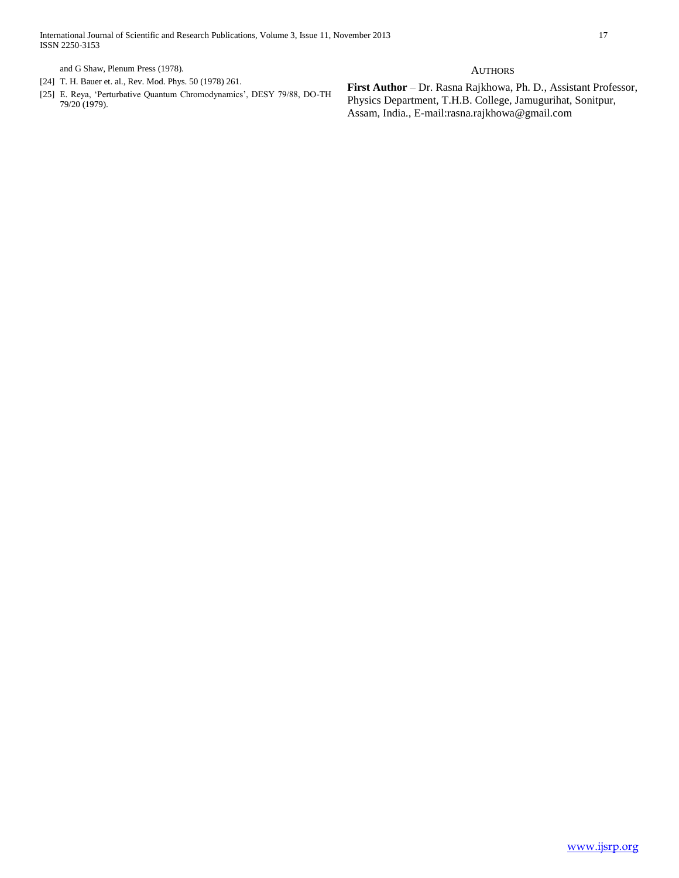and G Shaw, Plenum Press (1978).

[24] T. H. Bauer et. al., Rev. Mod. Phys. 50 (1978) 261.

[25] E. Reya, 'Perturbative Quantum Chromodynamics', DESY 79/88, DO-TH 79/20 (1979).

## AUTHORS

**First Author** – Dr. Rasna Rajkhowa, Ph. D., Assistant Professor, Physics Department, T.H.B. College, Jamugurihat, Sonitpur, Assam, India., E-mail:rasna.rajkhowa@gmail.com